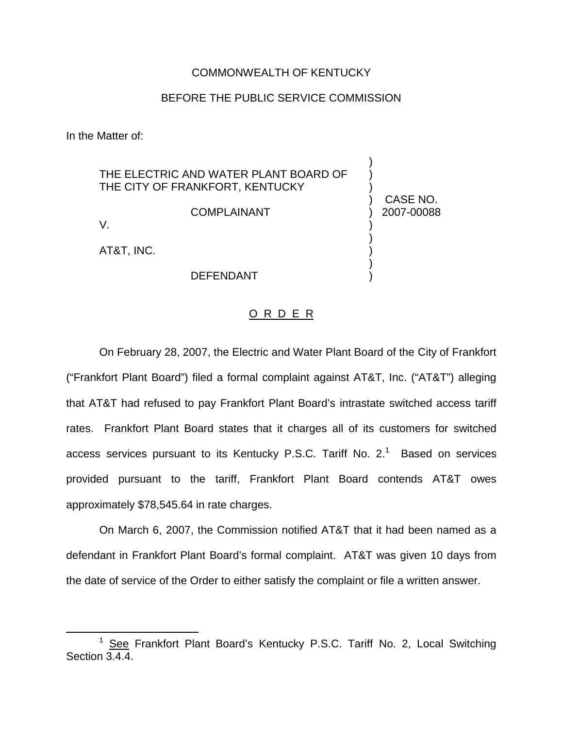COMMONWEALTH OF KENTUCKY

BEFORE THE PUBLIC SERVICE COMMISSION

In the Matter of:

| | |
|---|---|
| THE ELECTRIC AND WATER PLANT BOARD OF THE CITY OF FRANKFORT, KENTUCKY<br><br>COMPLAINANT<br><br>V.<br><br>AT&T, INC.<br><br>DEFENDANT | CASE NO. 2007-00088 |

O R D E R

On February 28, 2007, the Electric and Water Plant Board of the City of Frankfort ("Frankfort Plant Board") filed a formal complaint against AT&T, Inc. ("AT&T") alleging that AT&T had refused to pay Frankfort Plant Board's intrastate switched access tariff rates. Frankfort Plant Board states that it charges all of its customers for switched access services pursuant to its Kentucky P.S.C. Tariff No. 2.[1] Based on services provided pursuant to the tariff, Frankfort Plant Board contends AT&T owes approximately $78,545.64 in rate charges.

On March 6, 2007, the Commission notified AT&T that it had been named as a defendant in Frankfort Plant Board's formal complaint. AT&T was given 10 days from the date of service of the Order to either satisfy the complaint or file a written answer.

---

[1] See Frankfort Plant Board's Kentucky P.S.C. Tariff No. 2, Local Switching Section 3.4.4.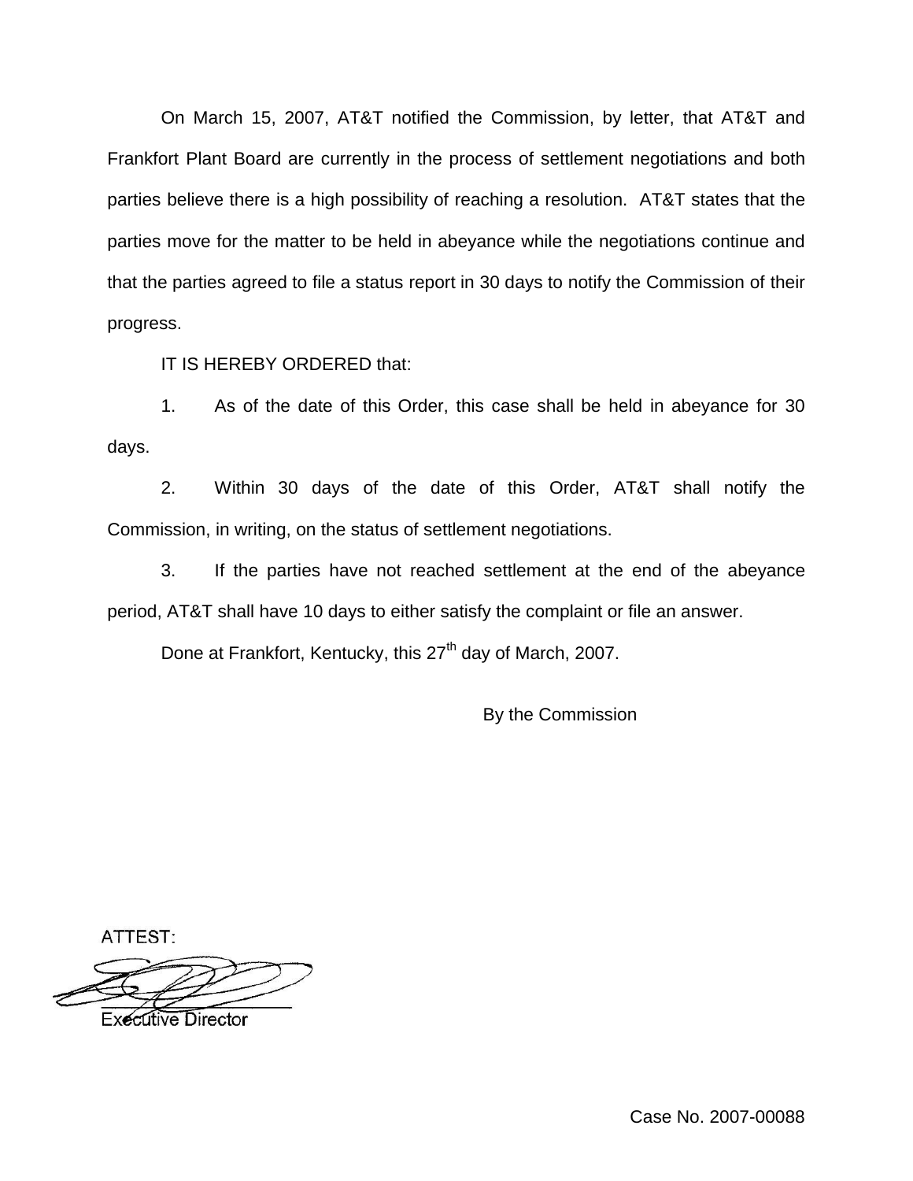On March 15, 2007, AT&T notified the Commission, by letter, that AT&T and Frankfort Plant Board are currently in the process of settlement negotiations and both parties believe there is a high possibility of reaching a resolution. AT&T states that the parties move for the matter to be held in abeyance while the negotiations continue and that the parties agreed to file a status report in 30 days to notify the Commission of their progress.

IT IS HEREBY ORDERED that:

1. As of the date of this Order, this case shall be held in abeyance for 30 days.

2. Within 30 days of the date of this Order, AT&T shall notify the Commission, in writing, on the status of settlement negotiations.

3. If the parties have not reached settlement at the end of the abeyance period, AT&T shall have 10 days to either satisfy the complaint or file an answer.

Done at Frankfort, Kentucky, this 27th day of March, 2007.

By the Commission

ATTEST:

Executive Director

Case No. 2007-00088